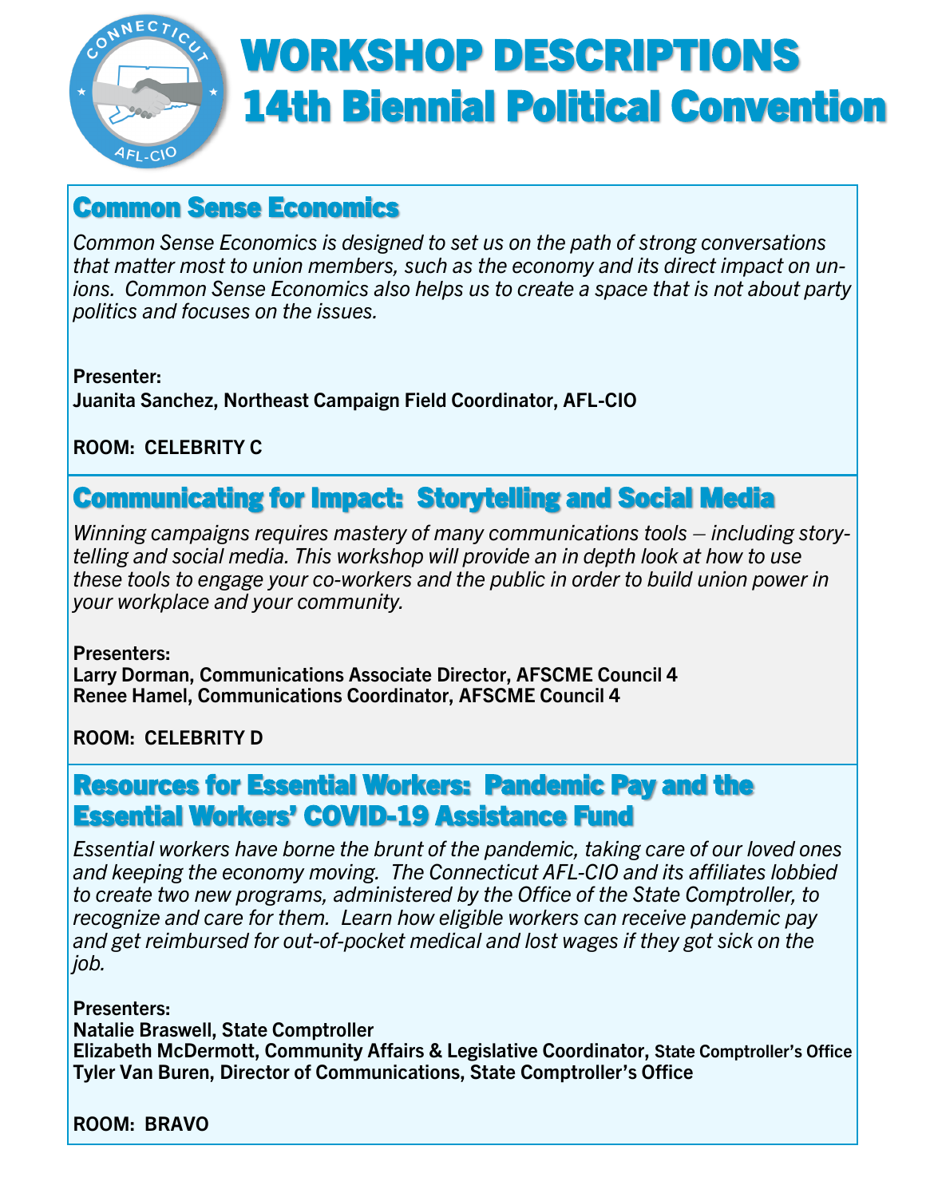# WORKSHOP DESCRIPTIONS
# 14th Biennial Political Convention

## Common Sense Economics

*Common Sense Economics is designed to set us on the path of strong conversations that matter most to union members, such as the economy and its direct impact on unions. Common Sense Economics also helps us to create a space that is not about party politics and focuses on the issues.*

**Presenter:**
**Juanita Sanchez, Northeast Campaign Field Coordinator, AFL-CIO**

**ROOM: CELEBRITY C**

## Communicating for Impact: Storytelling and Social Media

*Winning campaigns requires mastery of many communications tools – including storytelling and social media. This workshop will provide an in depth look at how to use these tools to engage your co-workers and the public in order to build union power in your workplace and your community.*

**Presenters:**
**Larry Dorman, Communications Associate Director, AFSCME Council 4**
**Renee Hamel, Communications Coordinator, AFSCME Council 4**

**ROOM: CELEBRITY D**

## Resources for Essential Workers: Pandemic Pay and the Essential Workers' COVID-19 Assistance Fund

*Essential workers have borne the brunt of the pandemic, taking care of our loved ones and keeping the economy moving. The Connecticut AFL-CIO and its affiliates lobbied to create two new programs, administered by the Office of the State Comptroller, to recognize and care for them. Learn how eligible workers can receive pandemic pay and get reimbursed for out-of-pocket medical and lost wages if they got sick on the job.*

**Presenters:**
**Natalie Braswell, State Comptroller**
**Elizabeth McDermott, Community Affairs & Legislative Coordinator, State Comptroller's Office**
**Tyler Van Buren, Director of Communications, State Comptroller's Office**

**ROOM: BRAVO**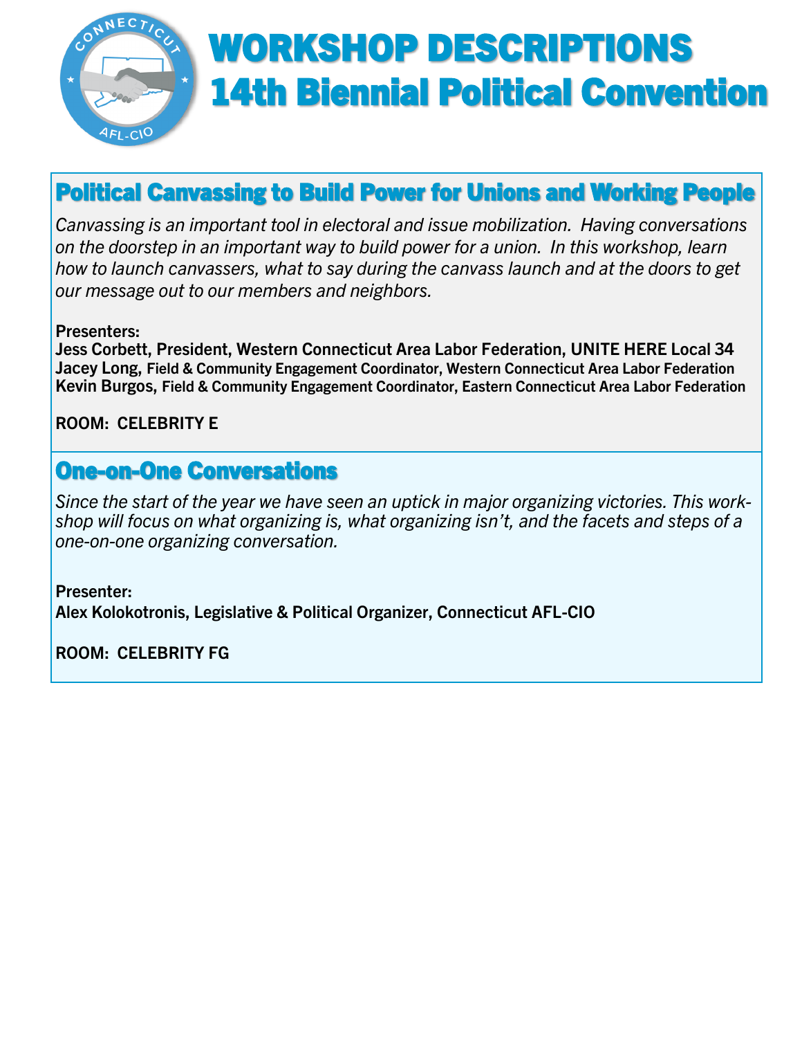# WORKSHOP DESCRIPTIONS
# 14th Biennial Political Convention

## Political Canvassing to Build Power for Unions and Working People

*Canvassing is an important tool in electoral and issue mobilization. Having conversations on the doorstep in an important way to build power for a union. In this workshop, learn how to launch canvassers, what to say during the canvass launch and at the doors to get our message out to our members and neighbors.*

**Presenters:**
**Jess Corbett, President, Western Connecticut Area Labor Federation, UNITE HERE Local 34**
**Jacey Long, Field & Community Engagement Coordinator, Western Connecticut Area Labor Federation**
**Kevin Burgos, Field & Community Engagement Coordinator, Eastern Connecticut Area Labor Federation**

**ROOM: CELEBRITY E**

## One-on-One Conversations

*Since the start of the year we have seen an uptick in major organizing victories. This workshop will focus on what organizing is, what organizing isn't, and the facets and steps of a one-on-one organizing conversation.*

**Presenter:**
**Alex Kolokotronis, Legislative & Political Organizer, Connecticut AFL-CIO**

**ROOM: CELEBRITY FG**